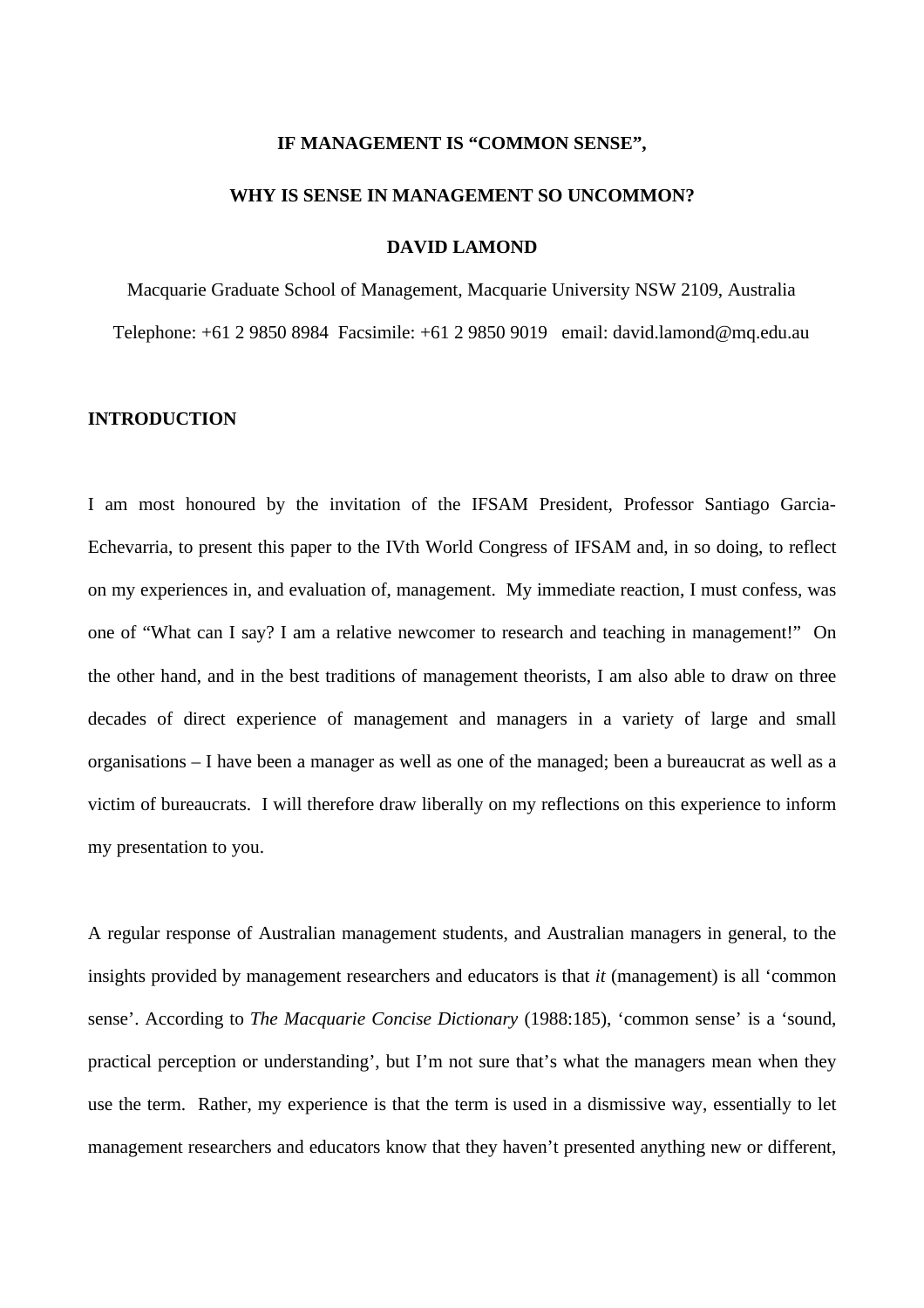# IF MANAGEMENT IS "COMMON SENSE",

# WHY IS SENSE IN MANAGEMENT SO UNCOMMON?

**DAVID LAMOND**

Macquarie Graduate School of Management, Macquarie University NSW 2109, Australia

Telephone: +61 2 9850 8984 Facsimile: +61 2 9850 9019 email: david.lamond@mq.edu.au

## INTRODUCTION

I am most honoured by the invitation of the IFSAM President, Professor Santiago Garcia-Echevarria, to present this paper to the IVth World Congress of IFSAM and, in so doing, to reflect on my experiences in, and evaluation of, management. My immediate reaction, I must confess, was one of "What can I say? I am a relative newcomer to research and teaching in management!" On the other hand, and in the best traditions of management theorists, I am also able to draw on three decades of direct experience of management and managers in a variety of large and small organisations – I have been a manager as well as one of the managed; been a bureaucrat as well as a victim of bureaucrats. I will therefore draw liberally on my reflections on this experience to inform my presentation to you.

A regular response of Australian management students, and Australian managers in general, to the insights provided by management researchers and educators is that *it* (management) is all 'common sense'. According to *The Macquarie Concise Dictionary* (1988:185), 'common sense' is a 'sound, practical perception or understanding', but I'm not sure that's what the managers mean when they use the term. Rather, my experience is that the term is used in a dismissive way, essentially to let management researchers and educators know that they haven't presented anything new or different,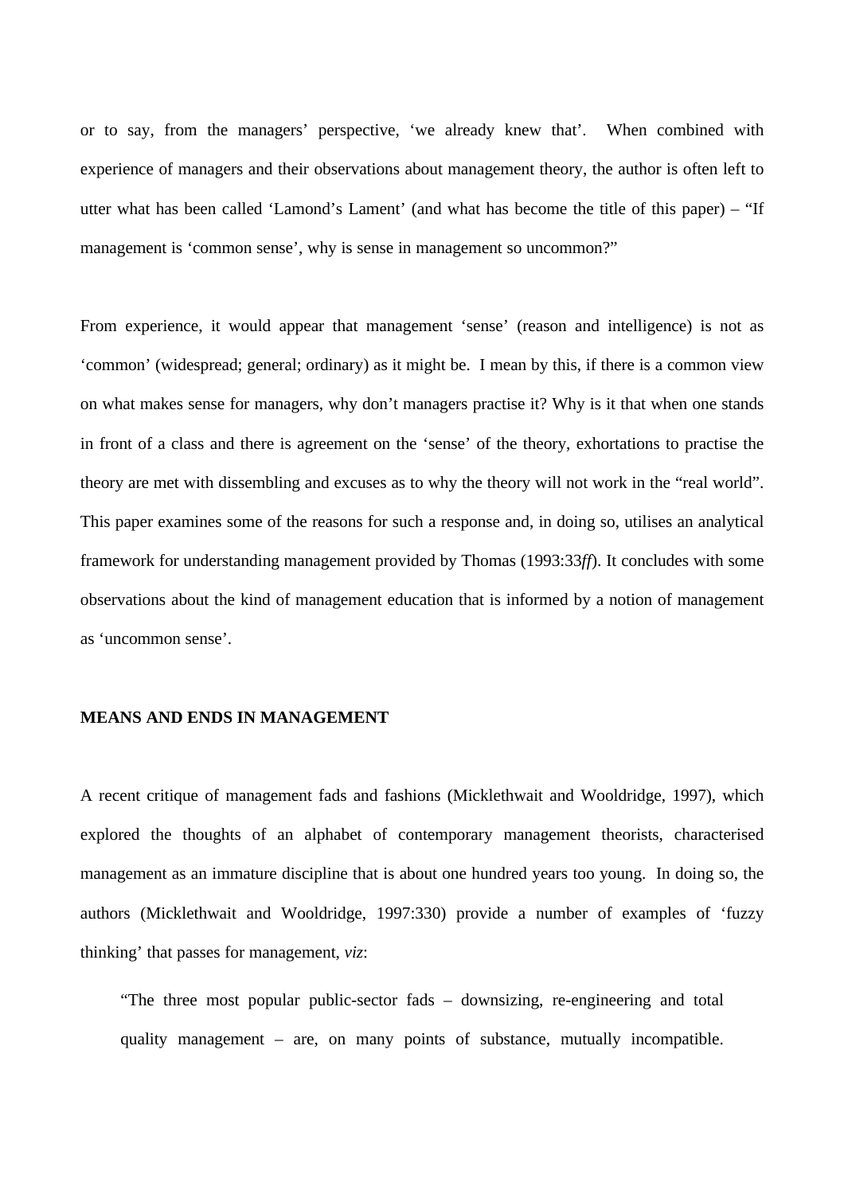or to say, from the managers' perspective, 'we already knew that'. When combined with experience of managers and their observations about management theory, the author is often left to utter what has been called 'Lamond's Lament' (and what has become the title of this paper) – "If management is 'common sense', why is sense in management so uncommon?"

From experience, it would appear that management 'sense' (reason and intelligence) is not as 'common' (widespread; general; ordinary) as it might be. I mean by this, if there is a common view on what makes sense for managers, why don't managers practise it? Why is it that when one stands in front of a class and there is agreement on the 'sense' of the theory, exhortations to practise the theory are met with dissembling and excuses as to why the theory will not work in the "real world". This paper examines some of the reasons for such a response and, in doing so, utilises an analytical framework for understanding management provided by Thomas (1993:33*ff*). It concludes with some observations about the kind of management education that is informed by a notion of management as 'uncommon sense'.

## MEANS AND ENDS IN MANAGEMENT

A recent critique of management fads and fashions (Micklethwait and Wooldridge, 1997), which explored the thoughts of an alphabet of contemporary management theorists, characterised management as an immature discipline that is about one hundred years too young. In doing so, the authors (Micklethwait and Wooldridge, 1997:330) provide a number of examples of 'fuzzy thinking' that passes for management, *viz*:

> "The three most popular public-sector fads – downsizing, re-engineering and total quality management – are, on many points of substance, mutually incompatible.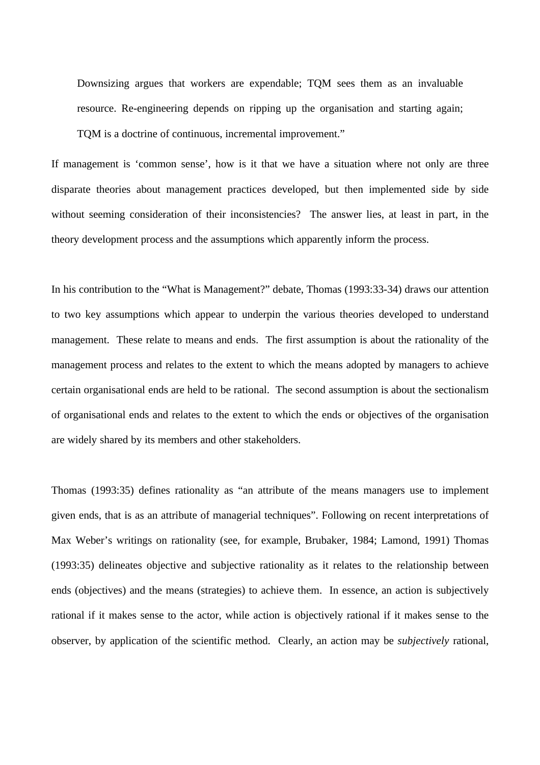> Downsizing argues that workers are expendable; TQM sees them as an invaluable resource. Re-engineering depends on ripping up the organisation and starting again; TQM is a doctrine of continuous, incremental improvement."

If management is 'common sense', how is it that we have a situation where not only are three disparate theories about management practices developed, but then implemented side by side without seeming consideration of their inconsistencies? The answer lies, at least in part, in the theory development process and the assumptions which apparently inform the process.

In his contribution to the "What is Management?" debate, Thomas (1993:33-34) draws our attention to two key assumptions which appear to underpin the various theories developed to understand management. These relate to means and ends. The first assumption is about the rationality of the management process and relates to the extent to which the means adopted by managers to achieve certain organisational ends are held to be rational. The second assumption is about the sectionalism of organisational ends and relates to the extent to which the ends or objectives of the organisation are widely shared by its members and other stakeholders.

Thomas (1993:35) defines rationality as "an attribute of the means managers use to implement given ends, that is as an attribute of managerial techniques". Following on recent interpretations of Max Weber's writings on rationality (see, for example, Brubaker, 1984; Lamond, 1991) Thomas (1993:35) delineates objective and subjective rationality as it relates to the relationship between ends (objectives) and the means (strategies) to achieve them. In essence, an action is subjectively rational if it makes sense to the actor, while action is objectively rational if it makes sense to the observer, by application of the scientific method. Clearly, an action may be *subjectively* rational,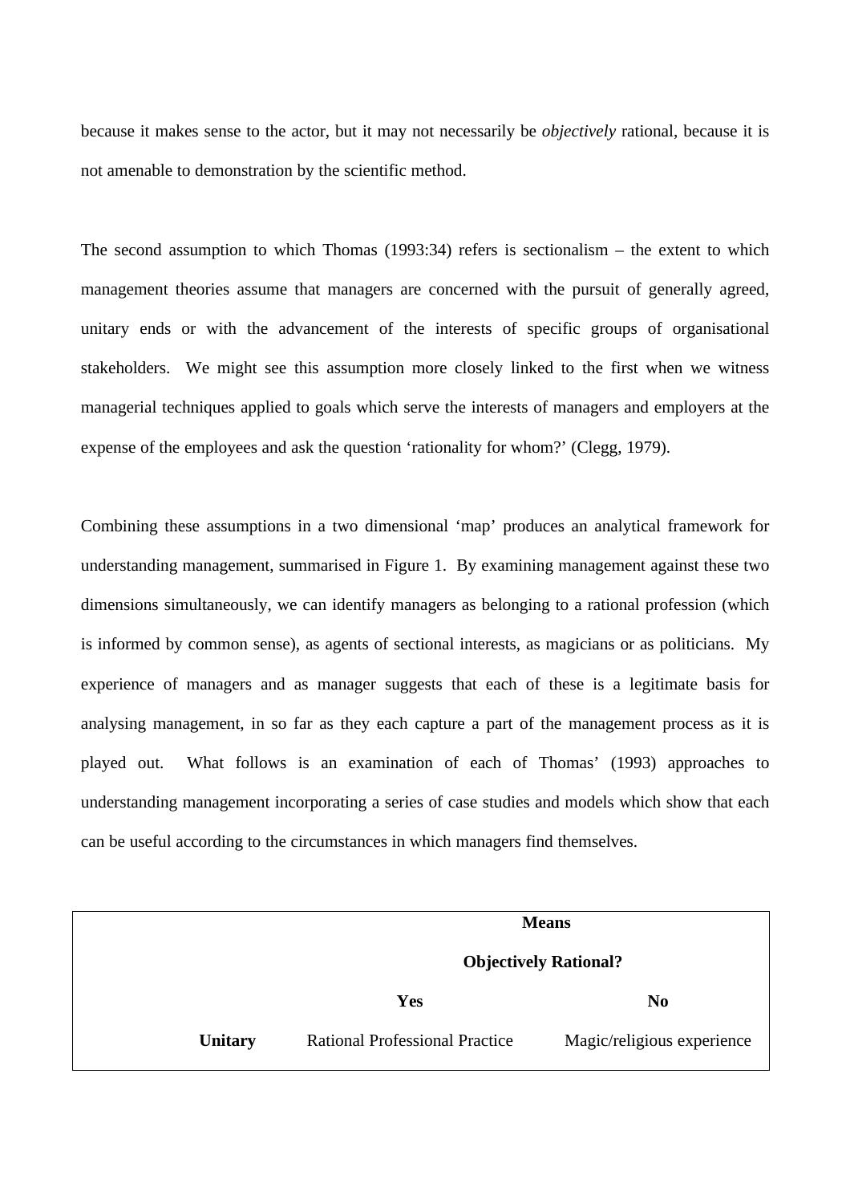because it makes sense to the actor, but it may not necessarily be *objectively* rational, because it is not amenable to demonstration by the scientific method.

The second assumption to which Thomas (1993:34) refers is sectionalism – the extent to which management theories assume that managers are concerned with the pursuit of generally agreed, unitary ends or with the advancement of the interests of specific groups of organisational stakeholders. We might see this assumption more closely linked to the first when we witness managerial techniques applied to goals which serve the interests of managers and employers at the expense of the employees and ask the question 'rationality for whom?' (Clegg, 1979).

Combining these assumptions in a two dimensional 'map' produces an analytical framework for understanding management, summarised in Figure 1. By examining management against these two dimensions simultaneously, we can identify managers as belonging to a rational profession (which is informed by common sense), as agents of sectional interests, as magicians or as politicians. My experience of managers and as manager suggests that each of these is a legitimate basis for analysing management, in so far as they each capture a part of the management process as it is played out. What follows is an examination of each of Thomas' (1993) approaches to understanding management incorporating a series of case studies and models which show that each can be useful according to the circumstances in which managers find themselves.

| | **Means Objectively Rational?** | |
|---|---|---|
| | **Yes** | **No** |
| **Unitary** | Rational Professional Practice | Magic/religious experience |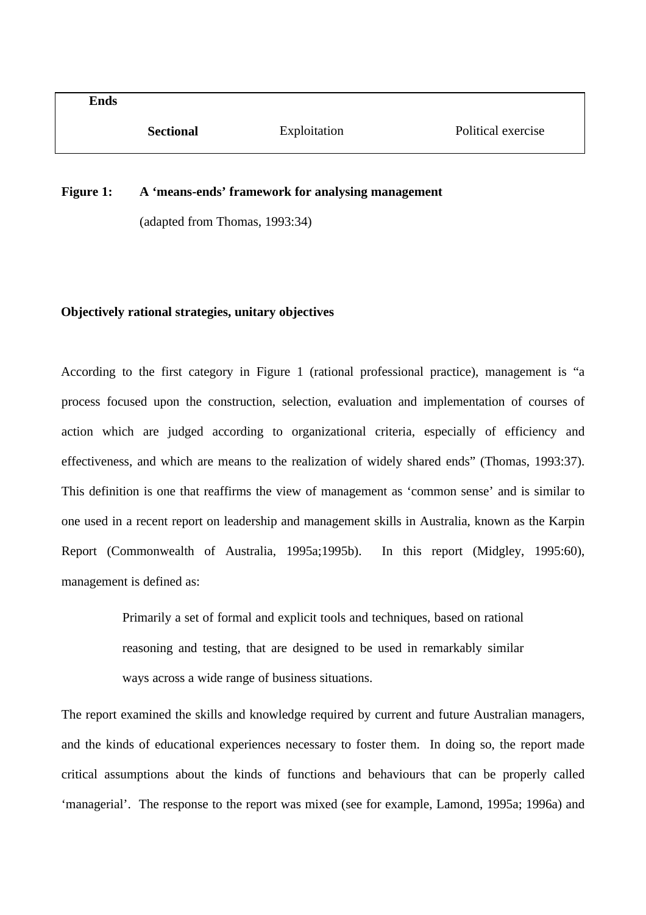| Ends | | | |
| --- | --- | --- | --- |
| | **Sectional** | Exploitation | Political exercise |

**Figure 1: A 'means-ends' framework for analysing management**

(adapted from Thomas, 1993:34)

**Objectively rational strategies, unitary objectives**

According to the first category in Figure 1 (rational professional practice), management is "a process focused upon the construction, selection, evaluation and implementation of courses of action which are judged according to organizational criteria, especially of efficiency and effectiveness, and which are means to the realization of widely shared ends" (Thomas, 1993:37). This definition is one that reaffirms the view of management as 'common sense' and is similar to one used in a recent report on leadership and management skills in Australia, known as the Karpin Report (Commonwealth of Australia, 1995a;1995b). In this report (Midgley, 1995:60), management is defined as:

> Primarily a set of formal and explicit tools and techniques, based on rational reasoning and testing, that are designed to be used in remarkably similar ways across a wide range of business situations.

The report examined the skills and knowledge required by current and future Australian managers, and the kinds of educational experiences necessary to foster them. In doing so, the report made critical assumptions about the kinds of functions and behaviours that can be properly called 'managerial'. The response to the report was mixed (see for example, Lamond, 1995a; 1996a) and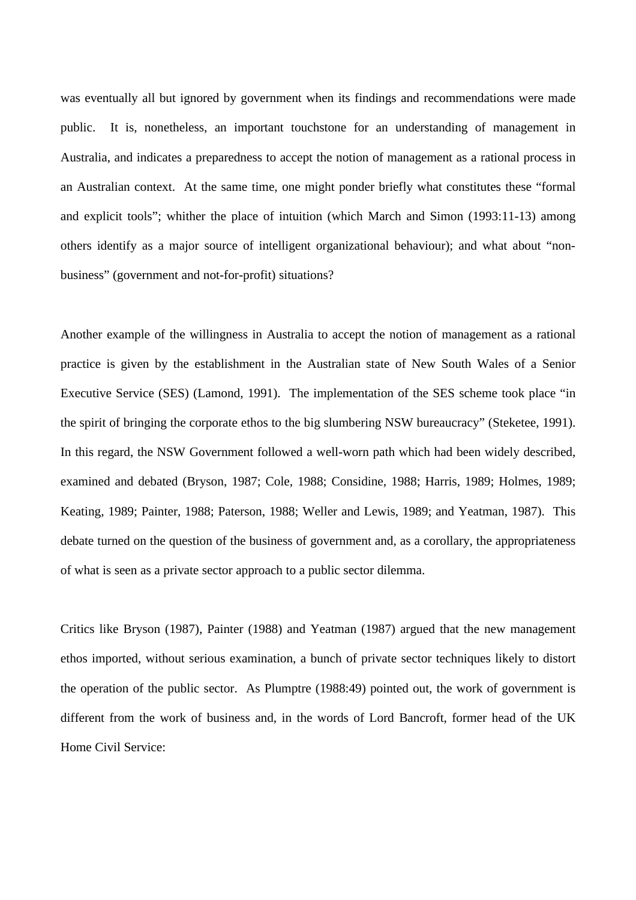was eventually all but ignored by government when its findings and recommendations were made public. It is, nonetheless, an important touchstone for an understanding of management in Australia, and indicates a preparedness to accept the notion of management as a rational process in an Australian context. At the same time, one might ponder briefly what constitutes these "formal and explicit tools"; whither the place of intuition (which March and Simon (1993:11-13) among others identify as a major source of intelligent organizational behaviour); and what about "non-business" (government and not-for-profit) situations?

Another example of the willingness in Australia to accept the notion of management as a rational practice is given by the establishment in the Australian state of New South Wales of a Senior Executive Service (SES) (Lamond, 1991). The implementation of the SES scheme took place "in the spirit of bringing the corporate ethos to the big slumbering NSW bureaucracy" (Steketee, 1991). In this regard, the NSW Government followed a well-worn path which had been widely described, examined and debated (Bryson, 1987; Cole, 1988; Considine, 1988; Harris, 1989; Holmes, 1989; Keating, 1989; Painter, 1988; Paterson, 1988; Weller and Lewis, 1989; and Yeatman, 1987). This debate turned on the question of the business of government and, as a corollary, the appropriateness of what is seen as a private sector approach to a public sector dilemma.

Critics like Bryson (1987), Painter (1988) and Yeatman (1987) argued that the new management ethos imported, without serious examination, a bunch of private sector techniques likely to distort the operation of the public sector. As Plumptre (1988:49) pointed out, the work of government is different from the work of business and, in the words of Lord Bancroft, former head of the UK Home Civil Service: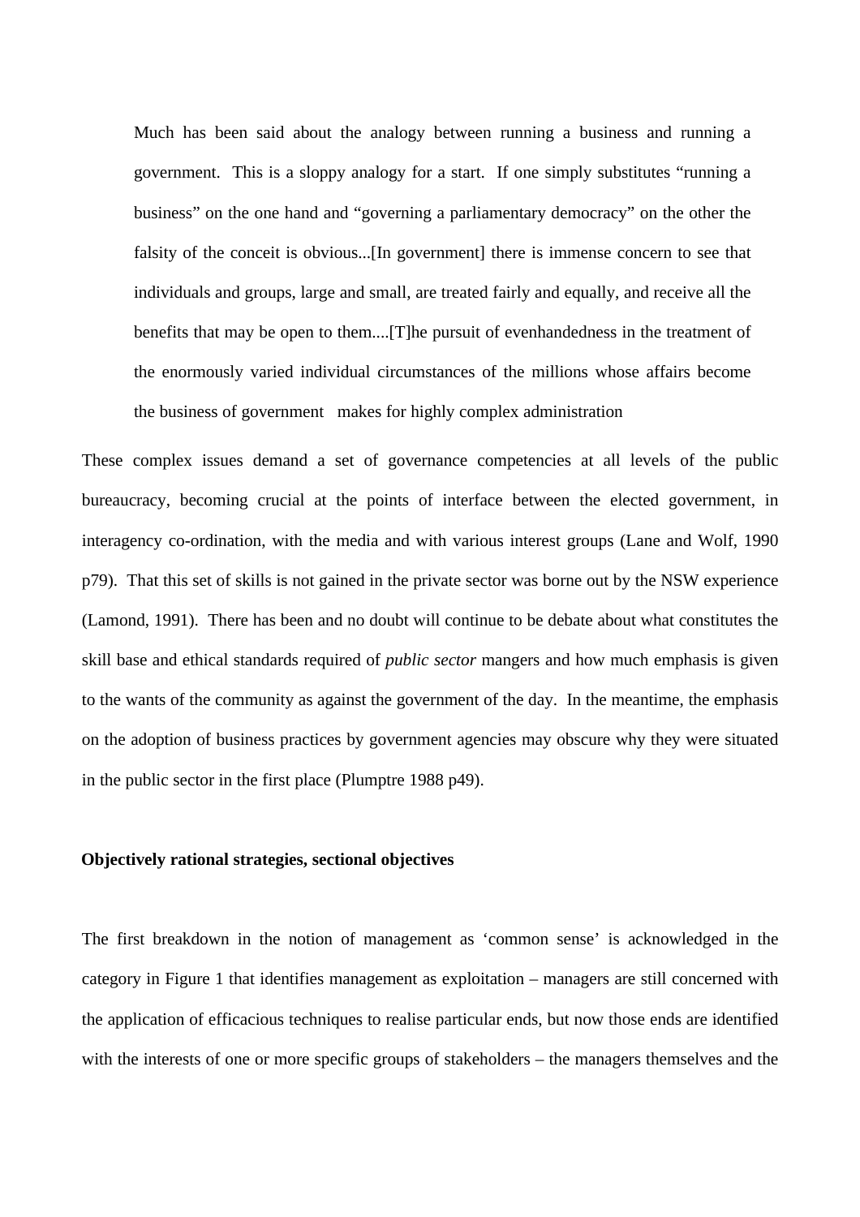> Much has been said about the analogy between running a business and running a government. This is a sloppy analogy for a start. If one simply substitutes "running a business" on the one hand and "governing a parliamentary democracy" on the other the falsity of the conceit is obvious...[In government] there is immense concern to see that individuals and groups, large and small, are treated fairly and equally, and receive all the benefits that may be open to them....[T]he pursuit of evenhandedness in the treatment of the enormously varied individual circumstances of the millions whose affairs become the business of government makes for highly complex administration

These complex issues demand a set of governance competencies at all levels of the public bureaucracy, becoming crucial at the points of interface between the elected government, in interagency co-ordination, with the media and with various interest groups (Lane and Wolf, 1990 p79). That this set of skills is not gained in the private sector was borne out by the NSW experience (Lamond, 1991). There has been and no doubt will continue to be debate about what constitutes the skill base and ethical standards required of *public sector* mangers and how much emphasis is given to the wants of the community as against the government of the day. In the meantime, the emphasis on the adoption of business practices by government agencies may obscure why they were situated in the public sector in the first place (Plumptre 1988 p49).

**Objectively rational strategies, sectional objectives**

The first breakdown in the notion of management as 'common sense' is acknowledged in the category in Figure 1 that identifies management as exploitation – managers are still concerned with the application of efficacious techniques to realise particular ends, but now those ends are identified with the interests of one or more specific groups of stakeholders – the managers themselves and the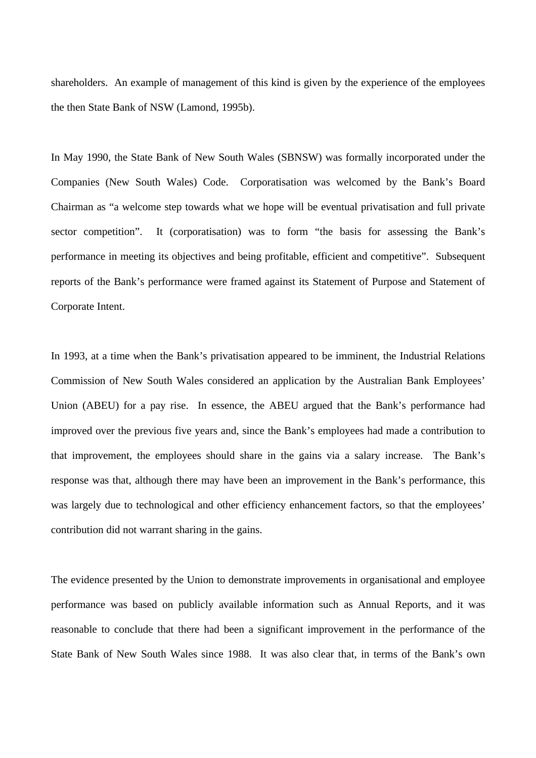shareholders. An example of management of this kind is given by the experience of the employees the then State Bank of NSW (Lamond, 1995b).

In May 1990, the State Bank of New South Wales (SBNSW) was formally incorporated under the Companies (New South Wales) Code. Corporatisation was welcomed by the Bank's Board Chairman as "a welcome step towards what we hope will be eventual privatisation and full private sector competition". It (corporatisation) was to form "the basis for assessing the Bank's performance in meeting its objectives and being profitable, efficient and competitive". Subsequent reports of the Bank's performance were framed against its Statement of Purpose and Statement of Corporate Intent.

In 1993, at a time when the Bank's privatisation appeared to be imminent, the Industrial Relations Commission of New South Wales considered an application by the Australian Bank Employees' Union (ABEU) for a pay rise. In essence, the ABEU argued that the Bank's performance had improved over the previous five years and, since the Bank's employees had made a contribution to that improvement, the employees should share in the gains via a salary increase. The Bank's response was that, although there may have been an improvement in the Bank's performance, this was largely due to technological and other efficiency enhancement factors, so that the employees' contribution did not warrant sharing in the gains.

The evidence presented by the Union to demonstrate improvements in organisational and employee performance was based on publicly available information such as Annual Reports, and it was reasonable to conclude that there had been a significant improvement in the performance of the State Bank of New South Wales since 1988. It was also clear that, in terms of the Bank's own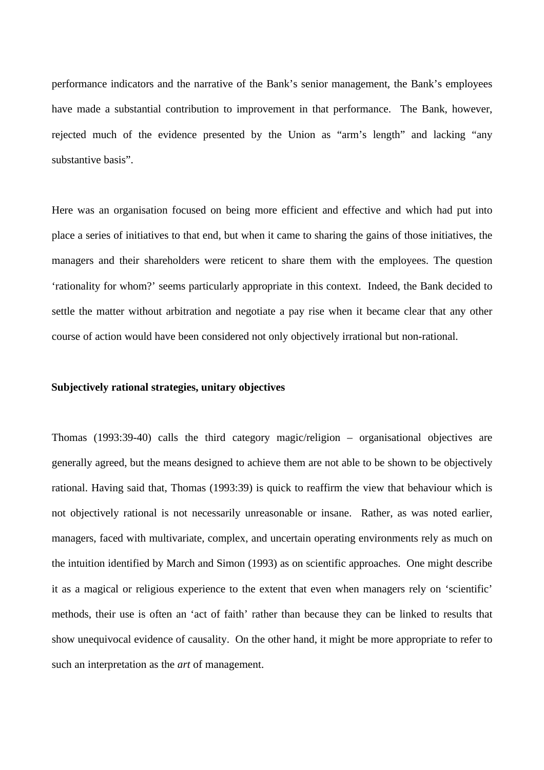performance indicators and the narrative of the Bank's senior management, the Bank's employees have made a substantial contribution to improvement in that performance. The Bank, however, rejected much of the evidence presented by the Union as "arm's length" and lacking "any substantive basis".

Here was an organisation focused on being more efficient and effective and which had put into place a series of initiatives to that end, but when it came to sharing the gains of those initiatives, the managers and their shareholders were reticent to share them with the employees. The question 'rationality for whom?' seems particularly appropriate in this context. Indeed, the Bank decided to settle the matter without arbitration and negotiate a pay rise when it became clear that any other course of action would have been considered not only objectively irrational but non-rational.

**Subjectively rational strategies, unitary objectives**

Thomas (1993:39-40) calls the third category magic/religion – organisational objectives are generally agreed, but the means designed to achieve them are not able to be shown to be objectively rational. Having said that, Thomas (1993:39) is quick to reaffirm the view that behaviour which is not objectively rational is not necessarily unreasonable or insane. Rather, as was noted earlier, managers, faced with multivariate, complex, and uncertain operating environments rely as much on the intuition identified by March and Simon (1993) as on scientific approaches. One might describe it as a magical or religious experience to the extent that even when managers rely on 'scientific' methods, their use is often an 'act of faith' rather than because they can be linked to results that show unequivocal evidence of causality. On the other hand, it might be more appropriate to refer to such an interpretation as the *art* of management.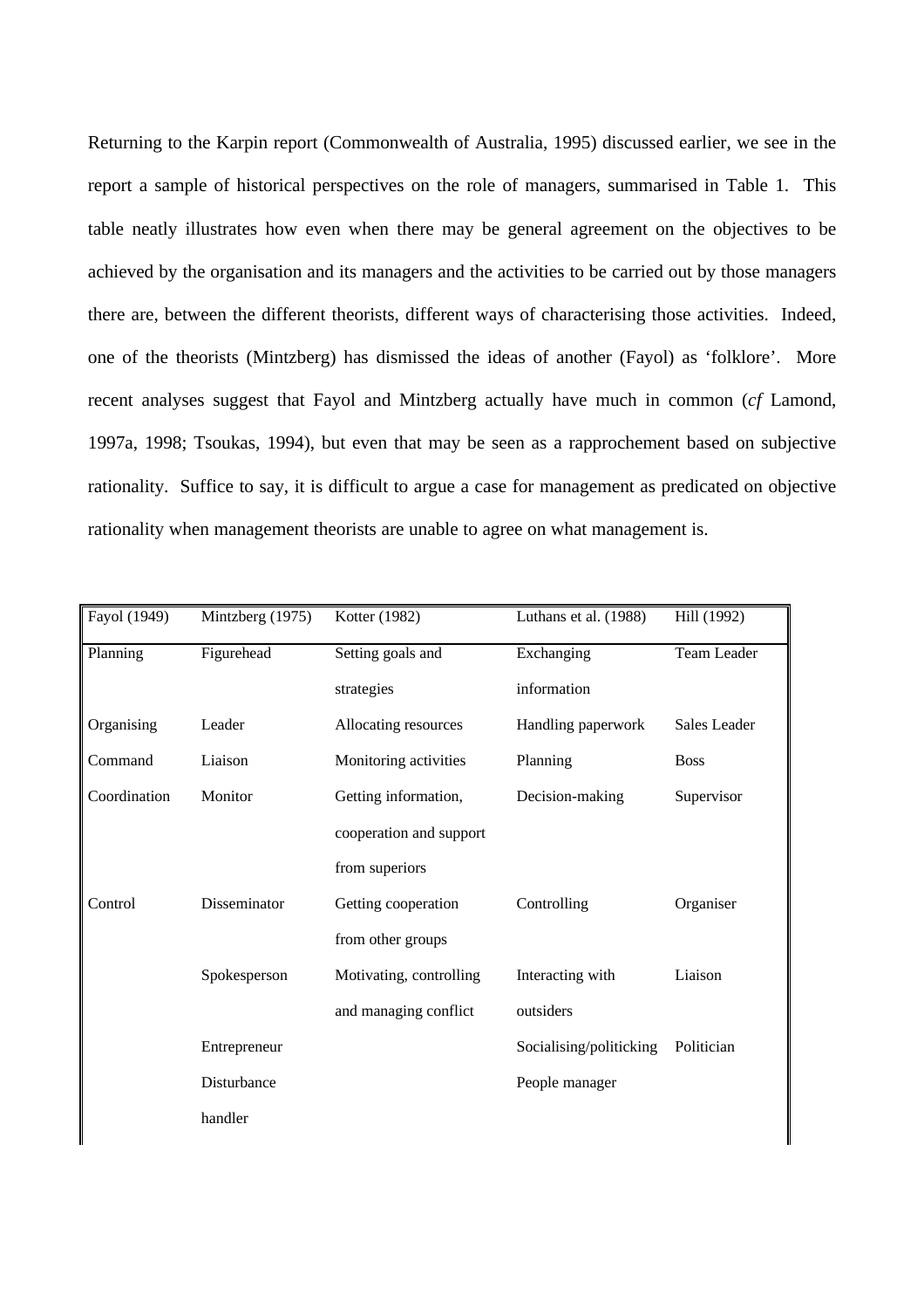Returning to the Karpin report (Commonwealth of Australia, 1995) discussed earlier, we see in the report a sample of historical perspectives on the role of managers, summarised in Table 1. This table neatly illustrates how even when there may be general agreement on the objectives to be achieved by the organisation and its managers and the activities to be carried out by those managers there are, between the different theorists, different ways of characterising those activities. Indeed, one of the theorists (Mintzberg) has dismissed the ideas of another (Fayol) as 'folklore'. More recent analyses suggest that Fayol and Mintzberg actually have much in common (*cf* Lamond, 1997a, 1998; Tsoukas, 1994), but even that may be seen as a rapprochement based on subjective rationality. Suffice to say, it is difficult to argue a case for management as predicated on objective rationality when management theorists are unable to agree on what management is.

| Fayol (1949) | Mintzberg (1975) | Kotter (1982) | Luthans et al. (1988) | Hill (1992) |
|---|---|---|---|---|
| Planning | Figurehead | Setting goals and strategies | Exchanging information | Team Leader |
| Organising | Leader | Allocating resources | Handling paperwork | Sales Leader |
| Command | Liaison | Monitoring activities | Planning | Boss |
| Coordination | Monitor | Getting information, cooperation and support from superiors | Decision-making | Supervisor |
| Control | Disseminator | Getting cooperation from other groups | Controlling | Organiser |
| | Spokesperson | Motivating, controlling and managing conflict | Interacting with outsiders | Liaison |
| | Entrepreneur | | Socialising/politicking | Politician |
| | Disturbance handler | | People manager | |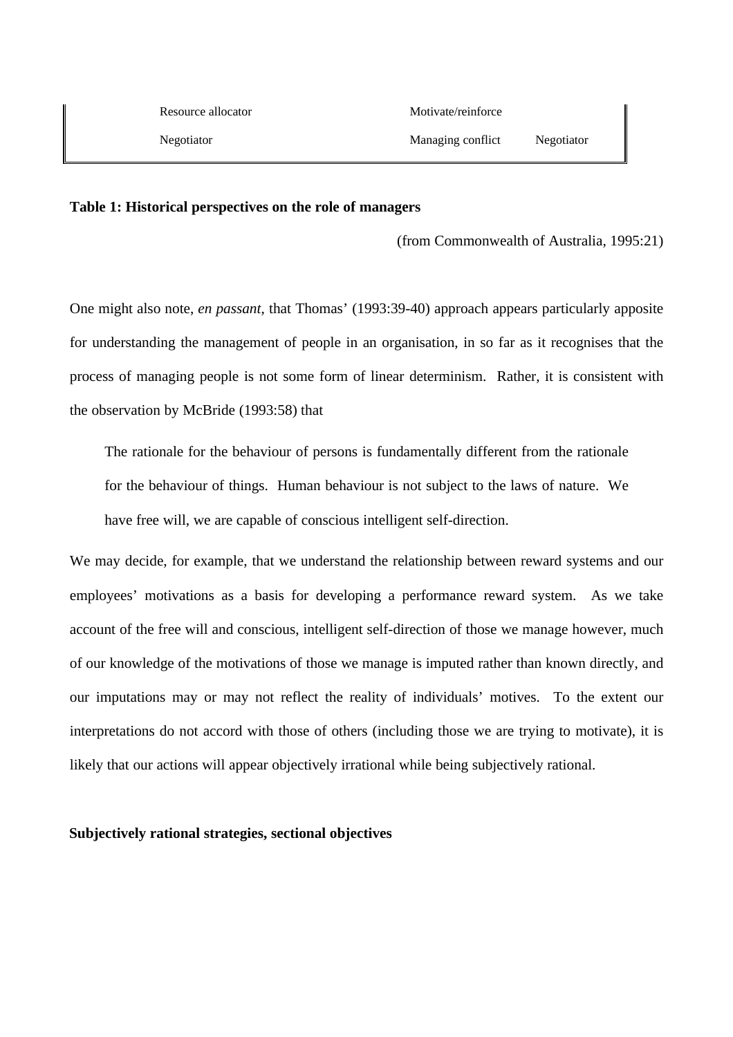| | | |
|---|---|---|
| Resource allocator | Motivate/reinforce | |
| Negotiator | Managing conflict | Negotiator |

**Table 1: Historical perspectives on the role of managers**

(from Commonwealth of Australia, 1995:21)

One might also note, *en passant*, that Thomas' (1993:39-40) approach appears particularly apposite for understanding the management of people in an organisation, in so far as it recognises that the process of managing people is not some form of linear determinism. Rather, it is consistent with the observation by McBride (1993:58) that

> The rationale for the behaviour of persons is fundamentally different from the rationale for the behaviour of things. Human behaviour is not subject to the laws of nature. We have free will, we are capable of conscious intelligent self-direction.

We may decide, for example, that we understand the relationship between reward systems and our employees' motivations as a basis for developing a performance reward system. As we take account of the free will and conscious, intelligent self-direction of those we manage however, much of our knowledge of the motivations of those we manage is imputed rather than known directly, and our imputations may or may not reflect the reality of individuals' motives. To the extent our interpretations do not accord with those of others (including those we are trying to motivate), it is likely that our actions will appear objectively irrational while being subjectively rational.

**Subjectively rational strategies, sectional objectives**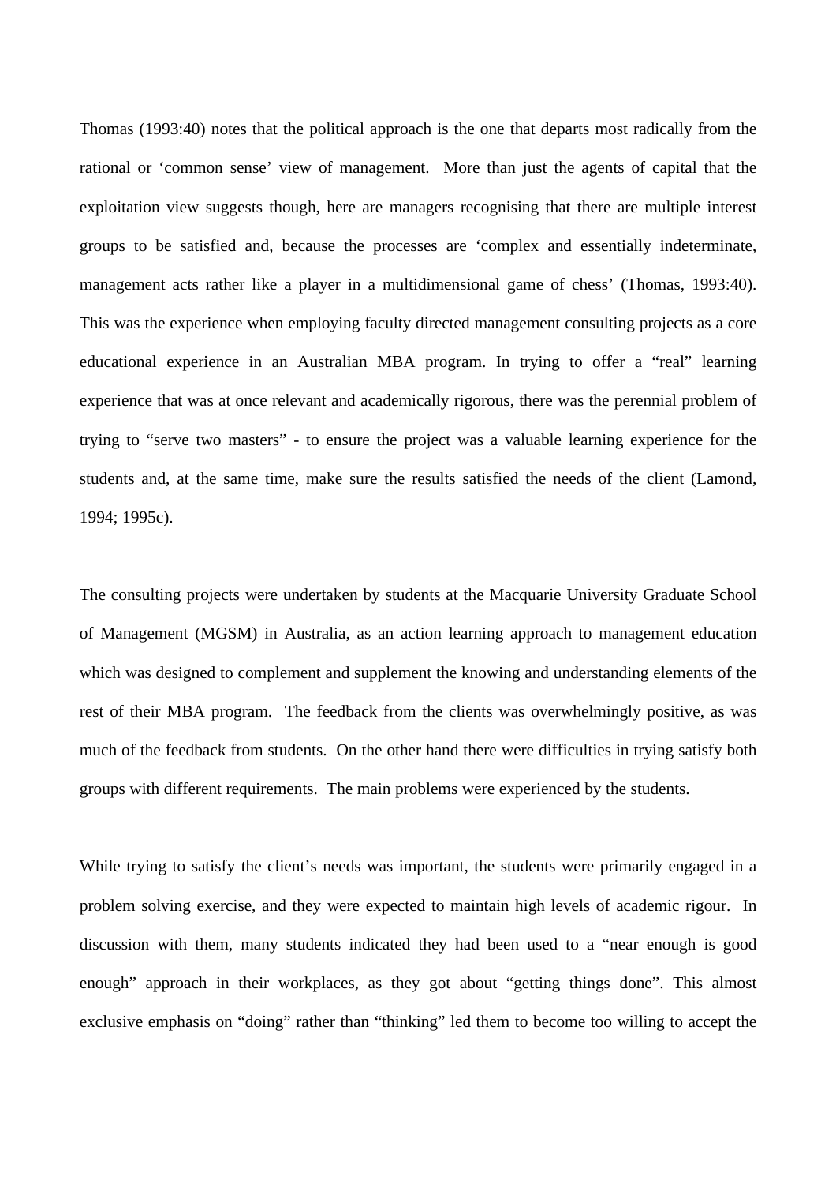Thomas (1993:40) notes that the political approach is the one that departs most radically from the rational or ‘common sense’ view of management. More than just the agents of capital that the exploitation view suggests though, here are managers recognising that there are multiple interest groups to be satisfied and, because the processes are ‘complex and essentially indeterminate, management acts rather like a player in a multidimensional game of chess’ (Thomas, 1993:40). This was the experience when employing faculty directed management consulting projects as a core educational experience in an Australian MBA program. In trying to offer a “real” learning experience that was at once relevant and academically rigorous, there was the perennial problem of trying to “serve two masters” - to ensure the project was a valuable learning experience for the students and, at the same time, make sure the results satisfied the needs of the client (Lamond, 1994; 1995c).

The consulting projects were undertaken by students at the Macquarie University Graduate School of Management (MGSM) in Australia, as an action learning approach to management education which was designed to complement and supplement the knowing and understanding elements of the rest of their MBA program. The feedback from the clients was overwhelmingly positive, as was much of the feedback from students. On the other hand there were difficulties in trying satisfy both groups with different requirements. The main problems were experienced by the students.

While trying to satisfy the client’s needs was important, the students were primarily engaged in a problem solving exercise, and they were expected to maintain high levels of academic rigour. In discussion with them, many students indicated they had been used to a “near enough is good enough” approach in their workplaces, as they got about “getting things done”. This almost exclusive emphasis on “doing” rather than “thinking” led them to become too willing to accept the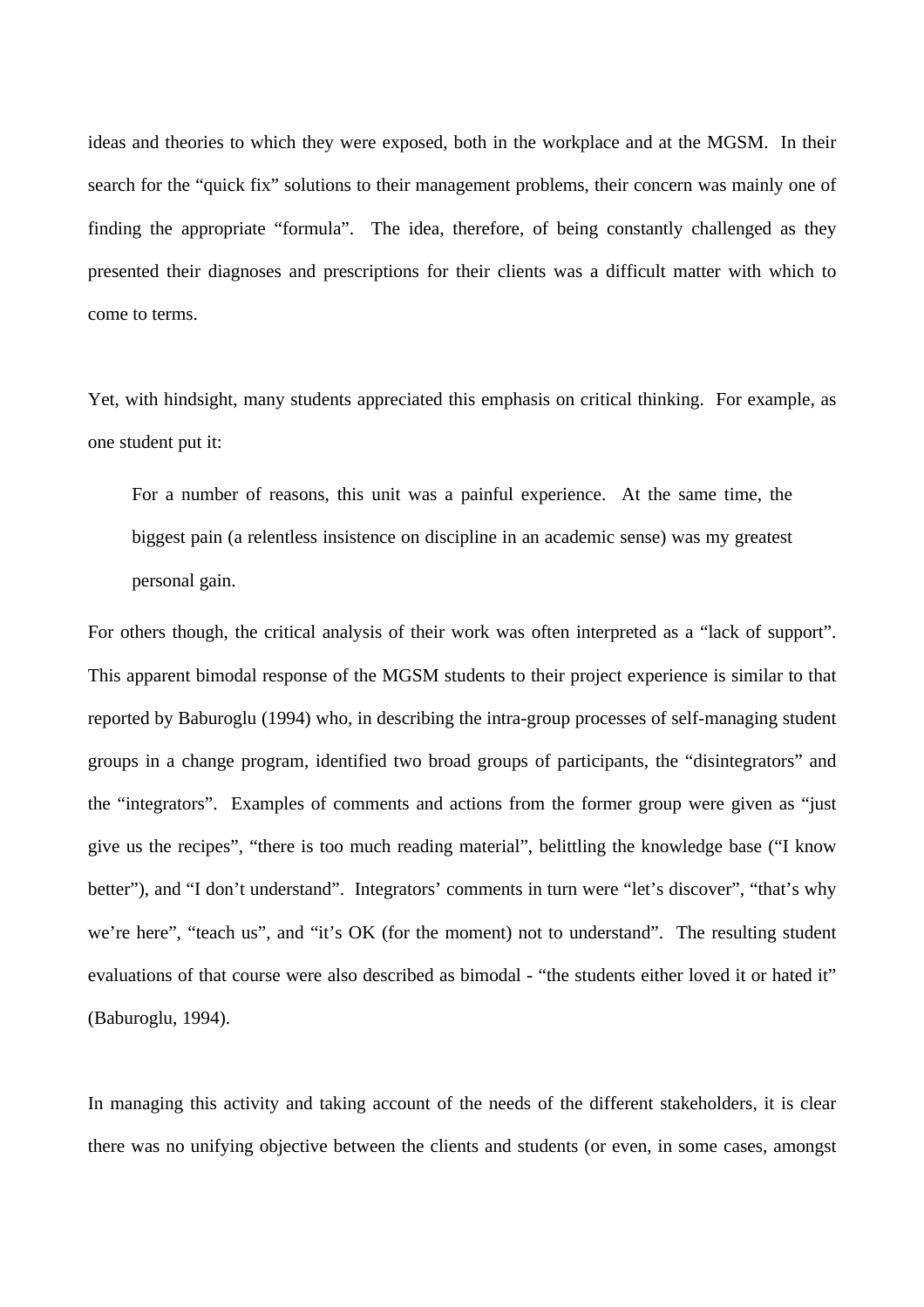ideas and theories to which they were exposed, both in the workplace and at the MGSM. In their search for the "quick fix" solutions to their management problems, their concern was mainly one of finding the appropriate "formula". The idea, therefore, of being constantly challenged as they presented their diagnoses and prescriptions for their clients was a difficult matter with which to come to terms.

Yet, with hindsight, many students appreciated this emphasis on critical thinking. For example, as one student put it:

> For a number of reasons, this unit was a painful experience. At the same time, the biggest pain (a relentless insistence on discipline in an academic sense) was my greatest personal gain.

For others though, the critical analysis of their work was often interpreted as a "lack of support". This apparent bimodal response of the MGSM students to their project experience is similar to that reported by Baburoglu (1994) who, in describing the intra-group processes of self-managing student groups in a change program, identified two broad groups of participants, the "disintegrators" and the "integrators". Examples of comments and actions from the former group were given as "just give us the recipes", "there is too much reading material", belittling the knowledge base ("I know better"), and "I don't understand". Integrators' comments in turn were "let's discover", "that's why we're here", "teach us", and "it's OK (for the moment) not to understand". The resulting student evaluations of that course were also described as bimodal - "the students either loved it or hated it" (Baburoglu, 1994).

In managing this activity and taking account of the needs of the different stakeholders, it is clear there was no unifying objective between the clients and students (or even, in some cases, amongst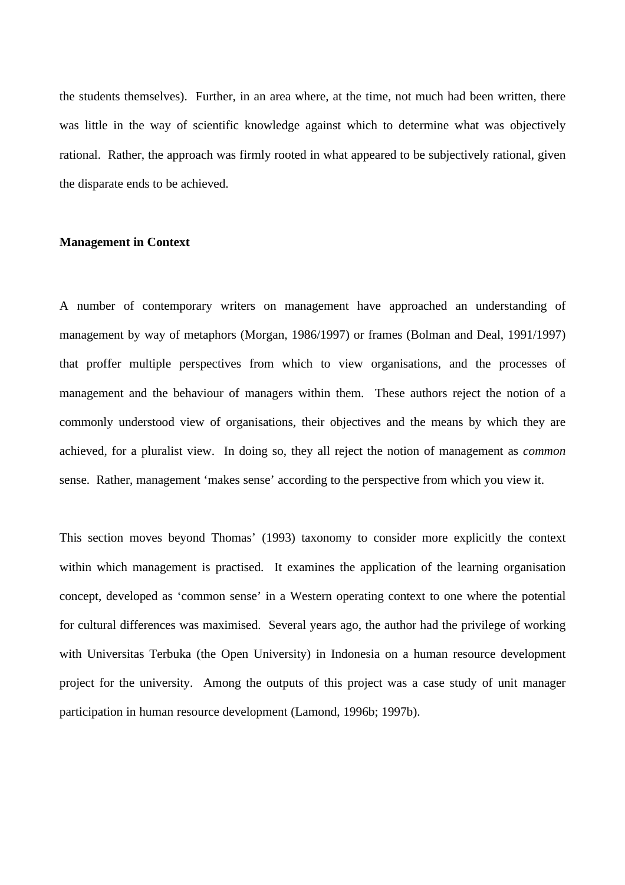the students themselves). Further, in an area where, at the time, not much had been written, there was little in the way of scientific knowledge against which to determine what was objectively rational. Rather, the approach was firmly rooted in what appeared to be subjectively rational, given the disparate ends to be achieved.

**Management in Context**

A number of contemporary writers on management have approached an understanding of management by way of metaphors (Morgan, 1986/1997) or frames (Bolman and Deal, 1991/1997) that proffer multiple perspectives from which to view organisations, and the processes of management and the behaviour of managers within them. These authors reject the notion of a commonly understood view of organisations, their objectives and the means by which they are achieved, for a pluralist view. In doing so, they all reject the notion of management as *common* sense. Rather, management 'makes sense' according to the perspective from which you view it.

This section moves beyond Thomas' (1993) taxonomy to consider more explicitly the context within which management is practised. It examines the application of the learning organisation concept, developed as 'common sense' in a Western operating context to one where the potential for cultural differences was maximised. Several years ago, the author had the privilege of working with Universitas Terbuka (the Open University) in Indonesia on a human resource development project for the university. Among the outputs of this project was a case study of unit manager participation in human resource development (Lamond, 1996b; 1997b).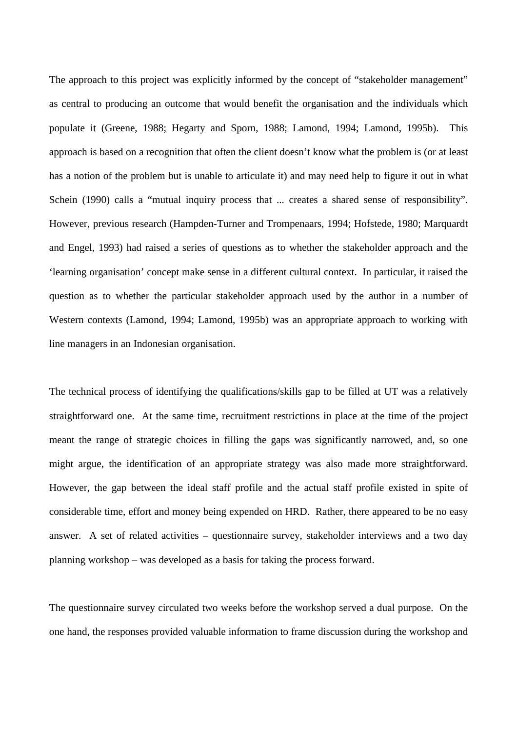The approach to this project was explicitly informed by the concept of "stakeholder management" as central to producing an outcome that would benefit the organisation and the individuals which populate it (Greene, 1988; Hegarty and Sporn, 1988; Lamond, 1994; Lamond, 1995b). This approach is based on a recognition that often the client doesn't know what the problem is (or at least has a notion of the problem but is unable to articulate it) and may need help to figure it out in what Schein (1990) calls a "mutual inquiry process that ... creates a shared sense of responsibility". However, previous research (Hampden-Turner and Trompenaars, 1994; Hofstede, 1980; Marquardt and Engel, 1993) had raised a series of questions as to whether the stakeholder approach and the 'learning organisation' concept make sense in a different cultural context. In particular, it raised the question as to whether the particular stakeholder approach used by the author in a number of Western contexts (Lamond, 1994; Lamond, 1995b) was an appropriate approach to working with line managers in an Indonesian organisation.

The technical process of identifying the qualifications/skills gap to be filled at UT was a relatively straightforward one. At the same time, recruitment restrictions in place at the time of the project meant the range of strategic choices in filling the gaps was significantly narrowed, and, so one might argue, the identification of an appropriate strategy was also made more straightforward. However, the gap between the ideal staff profile and the actual staff profile existed in spite of considerable time, effort and money being expended on HRD. Rather, there appeared to be no easy answer. A set of related activities – questionnaire survey, stakeholder interviews and a two day planning workshop – was developed as a basis for taking the process forward.

The questionnaire survey circulated two weeks before the workshop served a dual purpose. On the one hand, the responses provided valuable information to frame discussion during the workshop and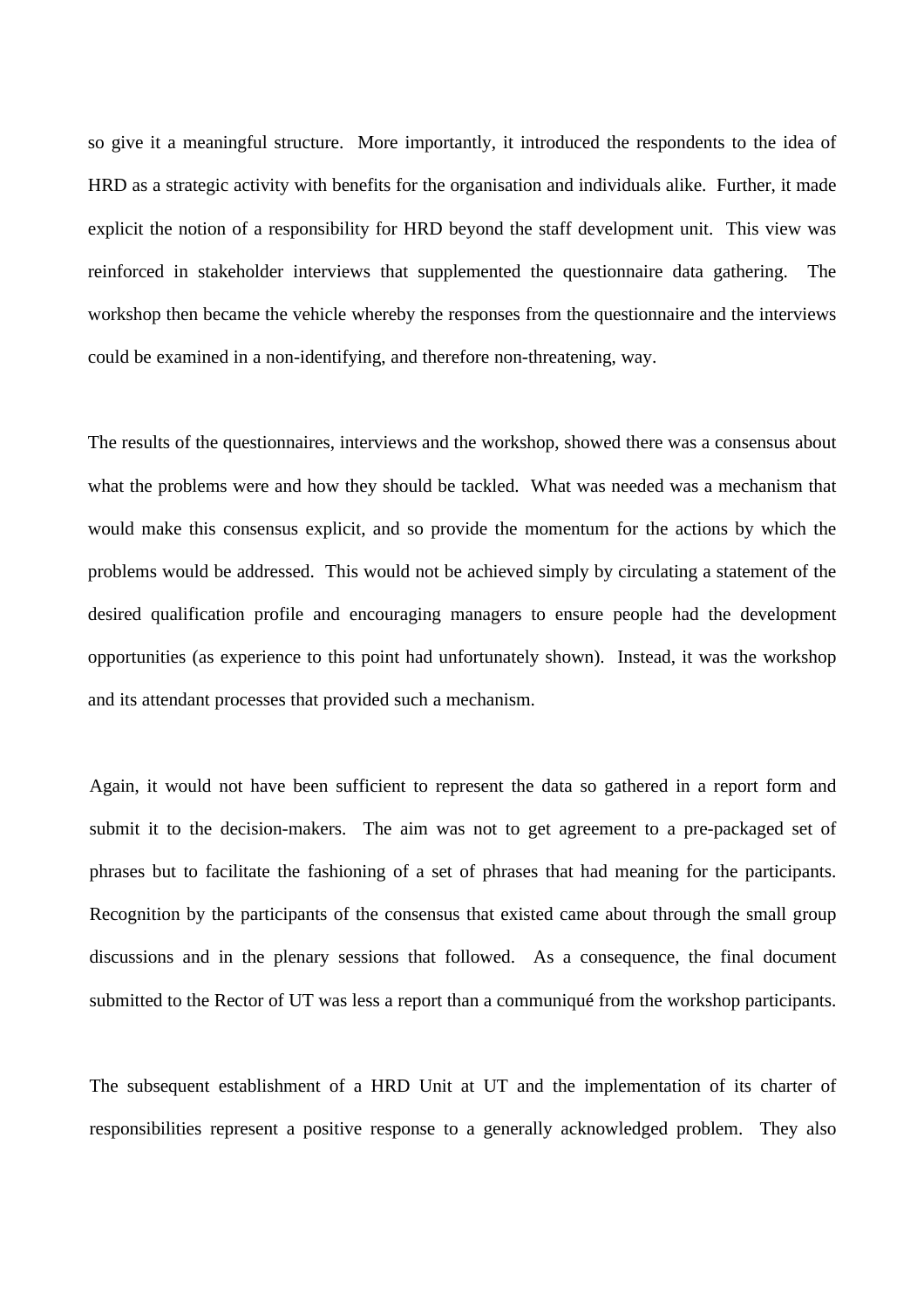so give it a meaningful structure. More importantly, it introduced the respondents to the idea of HRD as a strategic activity with benefits for the organisation and individuals alike. Further, it made explicit the notion of a responsibility for HRD beyond the staff development unit. This view was reinforced in stakeholder interviews that supplemented the questionnaire data gathering. The workshop then became the vehicle whereby the responses from the questionnaire and the interviews could be examined in a non-identifying, and therefore non-threatening, way.

The results of the questionnaires, interviews and the workshop, showed there was a consensus about what the problems were and how they should be tackled. What was needed was a mechanism that would make this consensus explicit, and so provide the momentum for the actions by which the problems would be addressed. This would not be achieved simply by circulating a statement of the desired qualification profile and encouraging managers to ensure people had the development opportunities (as experience to this point had unfortunately shown). Instead, it was the workshop and its attendant processes that provided such a mechanism.

Again, it would not have been sufficient to represent the data so gathered in a report form and submit it to the decision-makers. The aim was not to get agreement to a pre-packaged set of phrases but to facilitate the fashioning of a set of phrases that had meaning for the participants. Recognition by the participants of the consensus that existed came about through the small group discussions and in the plenary sessions that followed. As a consequence, the final document submitted to the Rector of UT was less a report than a communiqué from the workshop participants.

The subsequent establishment of a HRD Unit at UT and the implementation of its charter of responsibilities represent a positive response to a generally acknowledged problem. They also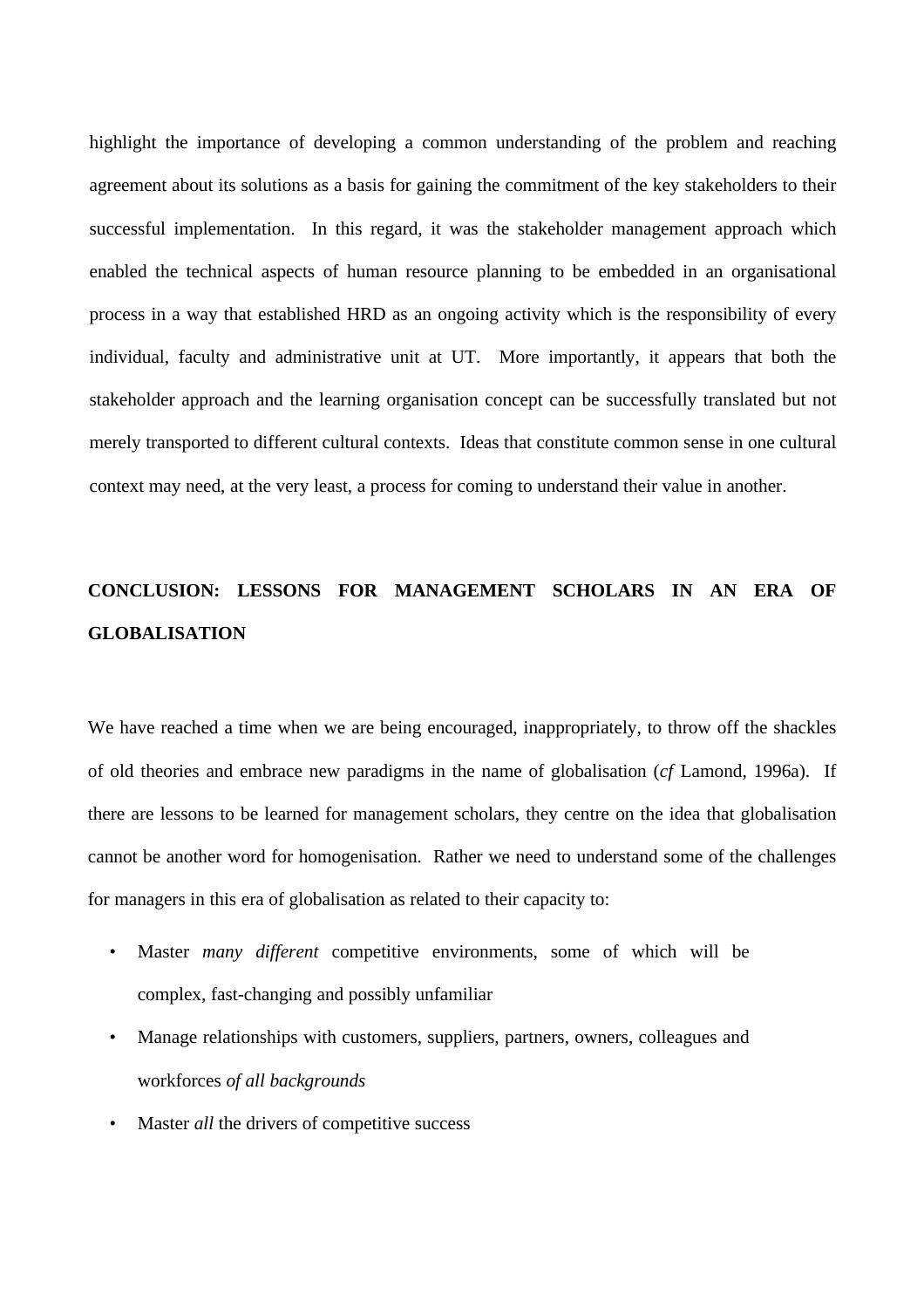highlight the importance of developing a common understanding of the problem and reaching agreement about its solutions as a basis for gaining the commitment of the key stakeholders to their successful implementation. In this regard, it was the stakeholder management approach which enabled the technical aspects of human resource planning to be embedded in an organisational process in a way that established HRD as an ongoing activity which is the responsibility of every individual, faculty and administrative unit at UT. More importantly, it appears that both the stakeholder approach and the learning organisation concept can be successfully translated but not merely transported to different cultural contexts. Ideas that constitute common sense in one cultural context may need, at the very least, a process for coming to understand their value in another.

## CONCLUSION: LESSONS FOR MANAGEMENT SCHOLARS IN AN ERA OF GLOBALISATION

We have reached a time when we are being encouraged, inappropriately, to throw off the shackles of old theories and embrace new paradigms in the name of globalisation (*cf* Lamond, 1996a). If there are lessons to be learned for management scholars, they centre on the idea that globalisation cannot be another word for homogenisation. Rather we need to understand some of the challenges for managers in this era of globalisation as related to their capacity to:

- Master *many different* competitive environments, some of which will be complex, fast-changing and possibly unfamiliar
- Manage relationships with customers, suppliers, partners, owners, colleagues and workforces *of all backgrounds*
- Master *all* the drivers of competitive success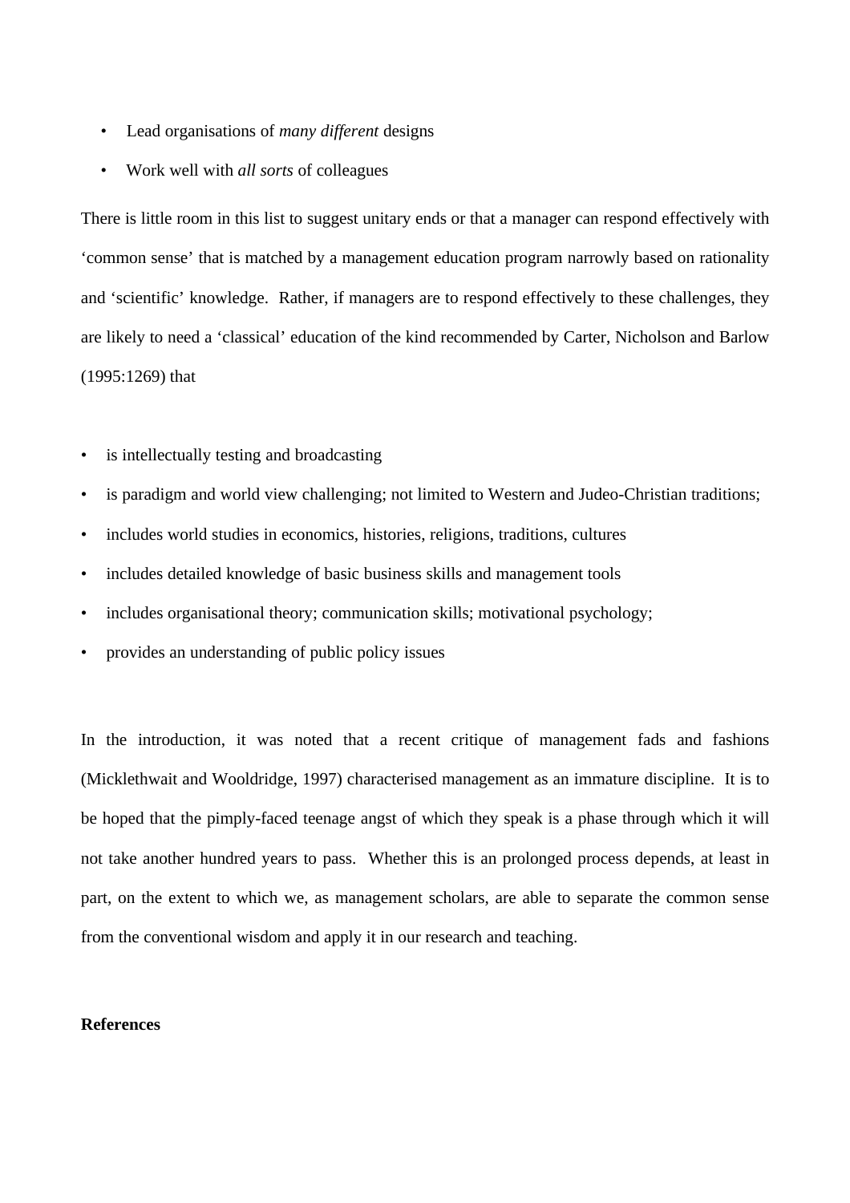- Lead organisations of *many different* designs
- Work well with *all sorts* of colleagues

There is little room in this list to suggest unitary ends or that a manager can respond effectively with 'common sense' that is matched by a management education program narrowly based on rationality and 'scientific' knowledge. Rather, if managers are to respond effectively to these challenges, they are likely to need a 'classical' education of the kind recommended by Carter, Nicholson and Barlow (1995:1269) that

- is intellectually testing and broadcasting
- is paradigm and world view challenging; not limited to Western and Judeo-Christian traditions;
- includes world studies in economics, histories, religions, traditions, cultures
- includes detailed knowledge of basic business skills and management tools
- includes organisational theory; communication skills; motivational psychology;
- provides an understanding of public policy issues

In the introduction, it was noted that a recent critique of management fads and fashions (Micklethwait and Wooldridge, 1997) characterised management as an immature discipline. It is to be hoped that the pimply-faced teenage angst of which they speak is a phase through which it will not take another hundred years to pass. Whether this is an prolonged process depends, at least in part, on the extent to which we, as management scholars, are able to separate the common sense from the conventional wisdom and apply it in our research and teaching.

**References**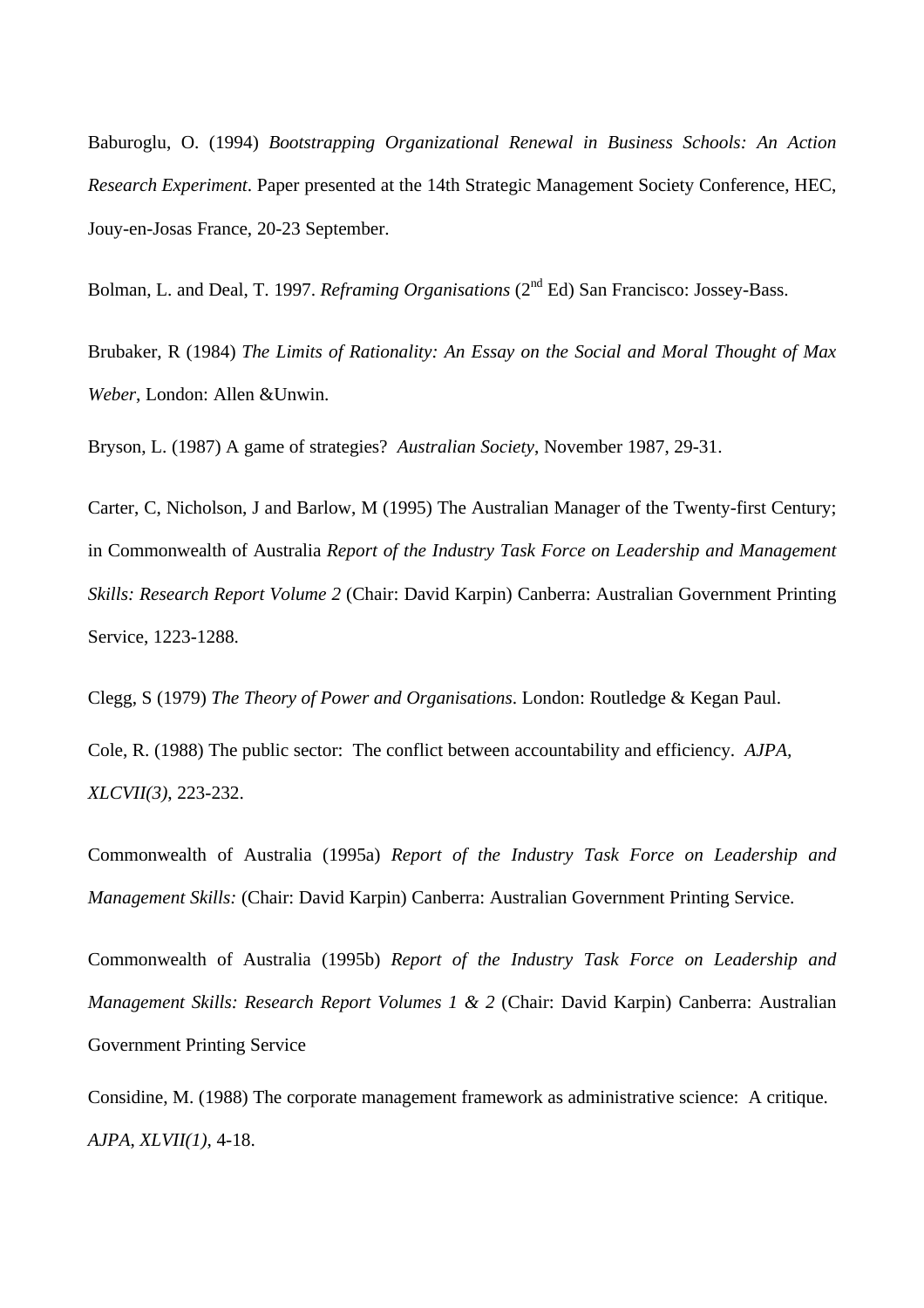Baburoglu, O. (1994) *Bootstrapping Organizational Renewal in Business Schools: An Action Research Experiment*. Paper presented at the 14th Strategic Management Society Conference, HEC, Jouy-en-Josas France, 20-23 September.

Bolman, L. and Deal, T. 1997. *Reframing Organisations* (2nd Ed) San Francisco: Jossey-Bass.

Brubaker, R (1984) *The Limits of Rationality: An Essay on the Social and Moral Thought of Max Weber*, London: Allen &Unwin.

Bryson, L. (1987) A game of strategies? *Australian Society*, November 1987, 29-31.

Carter, C, Nicholson, J and Barlow, M (1995) The Australian Manager of the Twenty-first Century; in Commonwealth of Australia *Report of the Industry Task Force on Leadership and Management Skills: Research Report Volume 2* (Chair: David Karpin) Canberra: Australian Government Printing Service, 1223-1288.

Clegg, S (1979) *The Theory of Power and Organisations*. London: Routledge & Kegan Paul.

Cole, R. (1988) The public sector: The conflict between accountability and efficiency. *AJPA, XLCVII(3)*, 223-232.

Commonwealth of Australia (1995a) *Report of the Industry Task Force on Leadership and Management Skills:* (Chair: David Karpin) Canberra: Australian Government Printing Service.

Commonwealth of Australia (1995b) *Report of the Industry Task Force on Leadership and Management Skills: Research Report Volumes 1 & 2* (Chair: David Karpin) Canberra: Australian Government Printing Service

Considine, M. (1988) The corporate management framework as administrative science: A critique. *AJPA, XLVII(1)*, 4-18.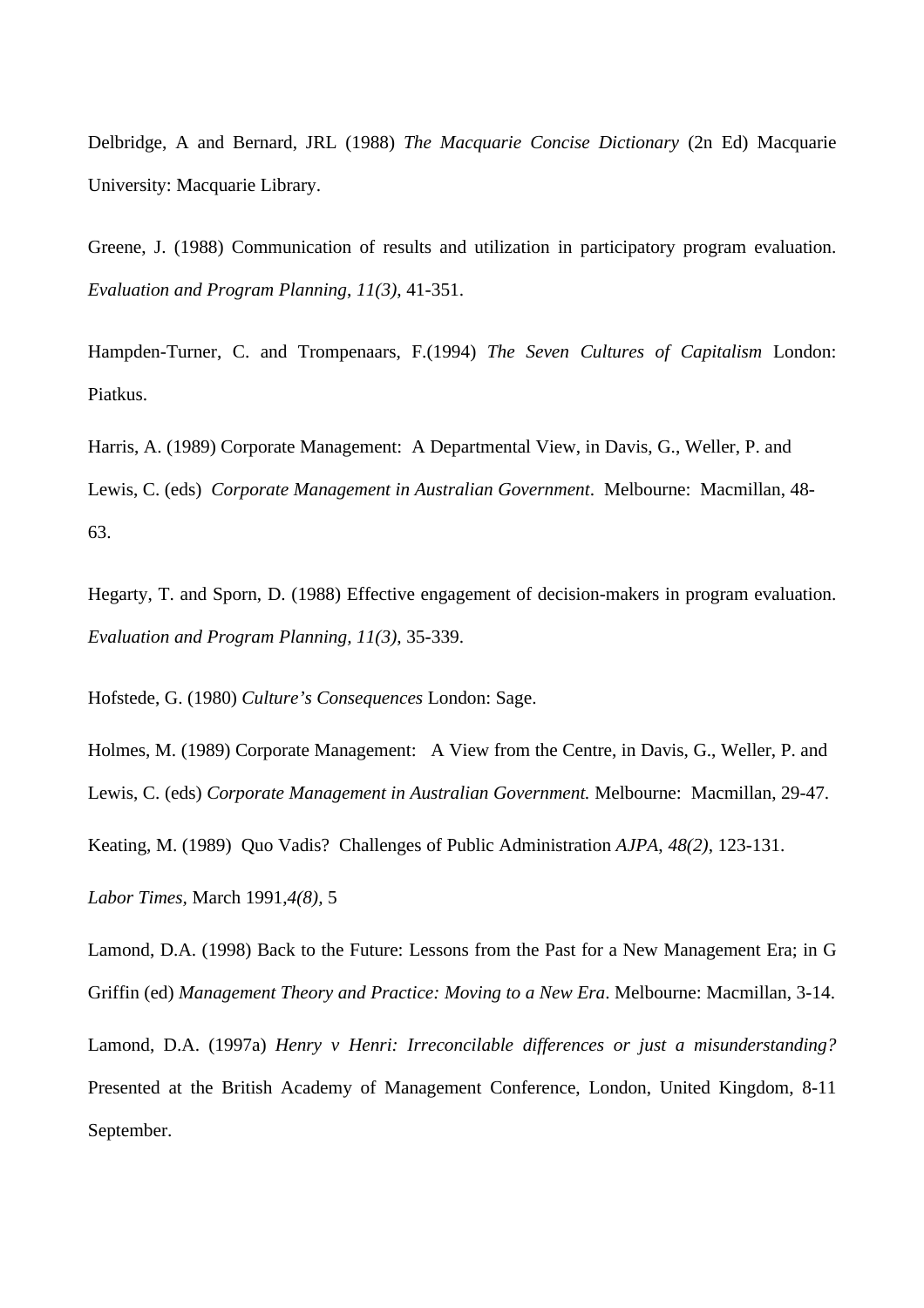Delbridge, A and Bernard, JRL (1988) *The Macquarie Concise Dictionary* (2n Ed) Macquarie University: Macquarie Library.

Greene, J. (1988) Communication of results and utilization in participatory program evaluation. *Evaluation and Program Planning*, *11(3)*, 41-351.

Hampden-Turner, C. and Trompenaars, F.(1994) *The Seven Cultures of Capitalism* London: Piatkus.

Harris, A. (1989) Corporate Management: A Departmental View, in Davis, G., Weller, P. and Lewis, C. (eds) *Corporate Management in Australian Government*. Melbourne: Macmillan, 48-63.

Hegarty, T. and Sporn, D. (1988) Effective engagement of decision-makers in program evaluation. *Evaluation and Program Planning, 11(3),* 35-339.

Hofstede, G. (1980) *Culture's Consequences* London: Sage.

Holmes, M. (1989) Corporate Management: A View from the Centre, in Davis, G., Weller, P. and Lewis, C. (eds) *Corporate Management in Australian Government.* Melbourne: Macmillan, 29-47.

Keating, M. (1989) Quo Vadis? Challenges of Public Administration *AJPA*, *48(2)*, 123-131.

*Labor Times*, March 1991,*4(8),* 5

Lamond, D.A. (1998) Back to the Future: Lessons from the Past for a New Management Era; in G Griffin (ed) *Management Theory and Practice: Moving to a New Era*. Melbourne: Macmillan, 3-14.

Lamond, D.A. (1997a) *Henry v Henri: Irreconcilable differences or just a misunderstanding?* Presented at the British Academy of Management Conference, London, United Kingdom, 8-11 September.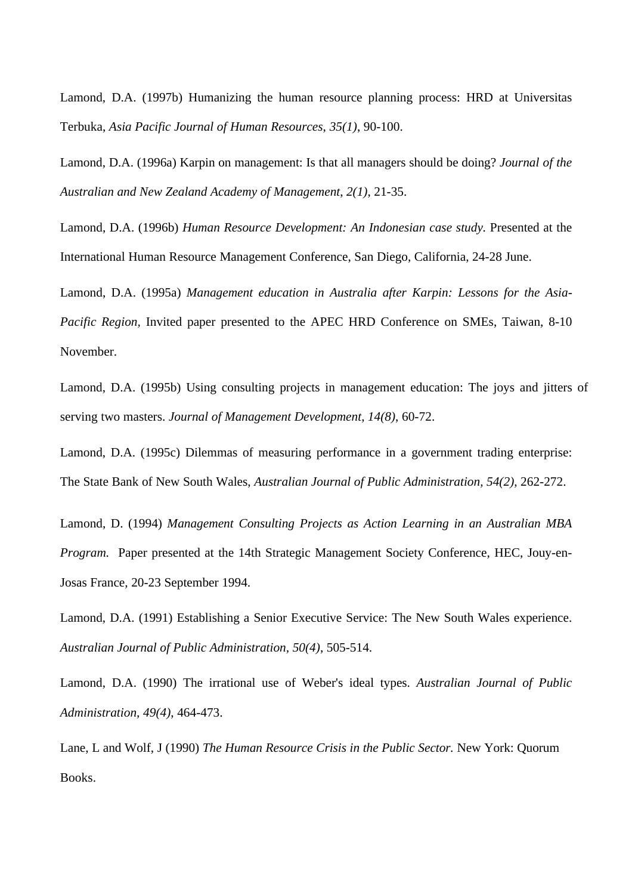Lamond, D.A. (1997b) Humanizing the human resource planning process: HRD at Universitas Terbuka, *Asia Pacific Journal of Human Resources, 35(1)*, 90-100.

Lamond, D.A. (1996a) Karpin on management: Is that all managers should be doing? *Journal of the Australian and New Zealand Academy of Management*, *2(1)*, 21-35.

Lamond, D.A. (1996b) *Human Resource Development: An Indonesian case study.* Presented at the International Human Resource Management Conference, San Diego, California, 24-28 June.

Lamond, D.A. (1995a) *Management education in Australia after Karpin: Lessons for the Asia-Pacific Region,* Invited paper presented to the APEC HRD Conference on SMEs, Taiwan, 8-10 November.

Lamond, D.A. (1995b) Using consulting projects in management education: The joys and jitters of serving two masters. *Journal of Management Development*, *14(8)*, 60-72.

Lamond, D.A. (1995c) Dilemmas of measuring performance in a government trading enterprise: The State Bank of New South Wales, *Australian Journal of Public Administration, 54(2),* 262-272.

Lamond, D. (1994) *Management Consulting Projects as Action Learning in an Australian MBA Program.* Paper presented at the 14th Strategic Management Society Conference, HEC, Jouy-en-Josas France, 20-23 September 1994.

Lamond, D.A. (1991) Establishing a Senior Executive Service: The New South Wales experience. *Australian Journal of Public Administration, 50(4)*, 505-514.

Lamond, D.A. (1990) The irrational use of Weber's ideal types. *Australian Journal of Public Administration, 49(4)*, 464-473.

Lane, L and Wolf, J (1990) *The Human Resource Crisis in the Public Sector.* New York: Quorum Books.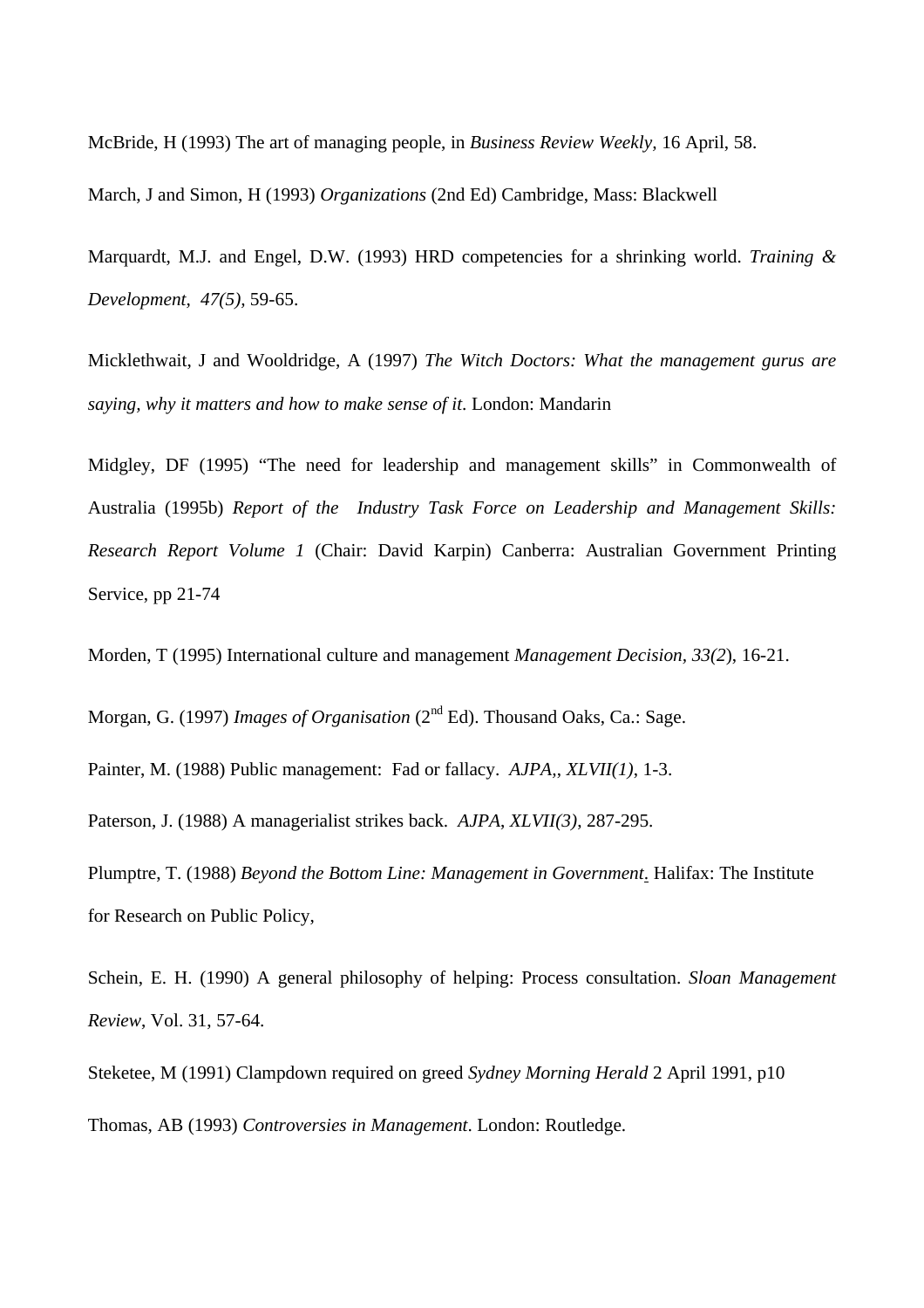McBride, H (1993) The art of managing people, in *Business Review Weekly,* 16 April, 58.

March, J and Simon, H (1993) *Organizations* (2nd Ed) Cambridge, Mass: Blackwell

Marquardt, M.J. and Engel, D.W. (1993) HRD competencies for a shrinking world. *Training & Development, 47(5),* 59-65.

Micklethwait, J and Wooldridge, A (1997) *The Witch Doctors: What the management gurus are saying, why it matters and how to make sense of it*. London: Mandarin

Midgley, DF (1995) "The need for leadership and management skills" in Commonwealth of Australia (1995b) *Report of the Industry Task Force on Leadership and Management Skills: Research Report Volume 1* (Chair: David Karpin) Canberra: Australian Government Printing Service, pp 21-74

Morden, T (1995) International culture and management *Management Decision, 33(2*), 16-21.

Morgan, G. (1997) *Images of Organisation* (2nd Ed). Thousand Oaks, Ca.: Sage.

Painter, M. (1988) Public management: Fad or fallacy. *AJPA,, XLVII(1)*, 1-3.

Paterson, J. (1988) A managerialist strikes back. *AJPA*, *XLVII(3)*, 287-295.

Plumptre, T. (1988) *Beyond the Bottom Line: Management in Government*. Halifax: The Institute for Research on Public Policy,

Schein, E. H. (1990) A general philosophy of helping: Process consultation. *Sloan Management Review*, Vol. 31, 57-64.

Steketee, M (1991) Clampdown required on greed *Sydney Morning Herald* 2 April 1991, p10

Thomas, AB (1993) *Controversies in Management*. London: Routledge.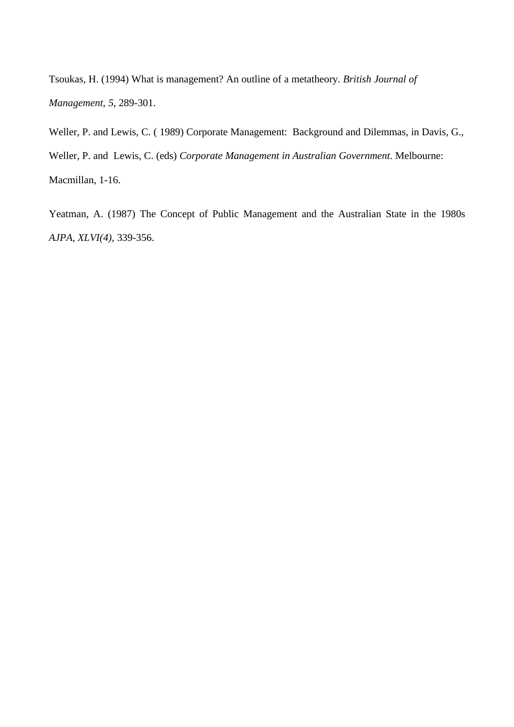Tsoukas, H. (1994) What is management? An outline of a metatheory. *British Journal of Management*, *5*, 289-301.

Weller, P. and Lewis, C. ( 1989) Corporate Management: Background and Dilemmas, in Davis, G., Weller, P. and Lewis, C. (eds) *Corporate Management in Australian Government*. Melbourne: Macmillan, 1-16.

Yeatman, A. (1987) The Concept of Public Management and the Australian State in the 1980s *AJPA*, *XLVI(4)*, 339-356.